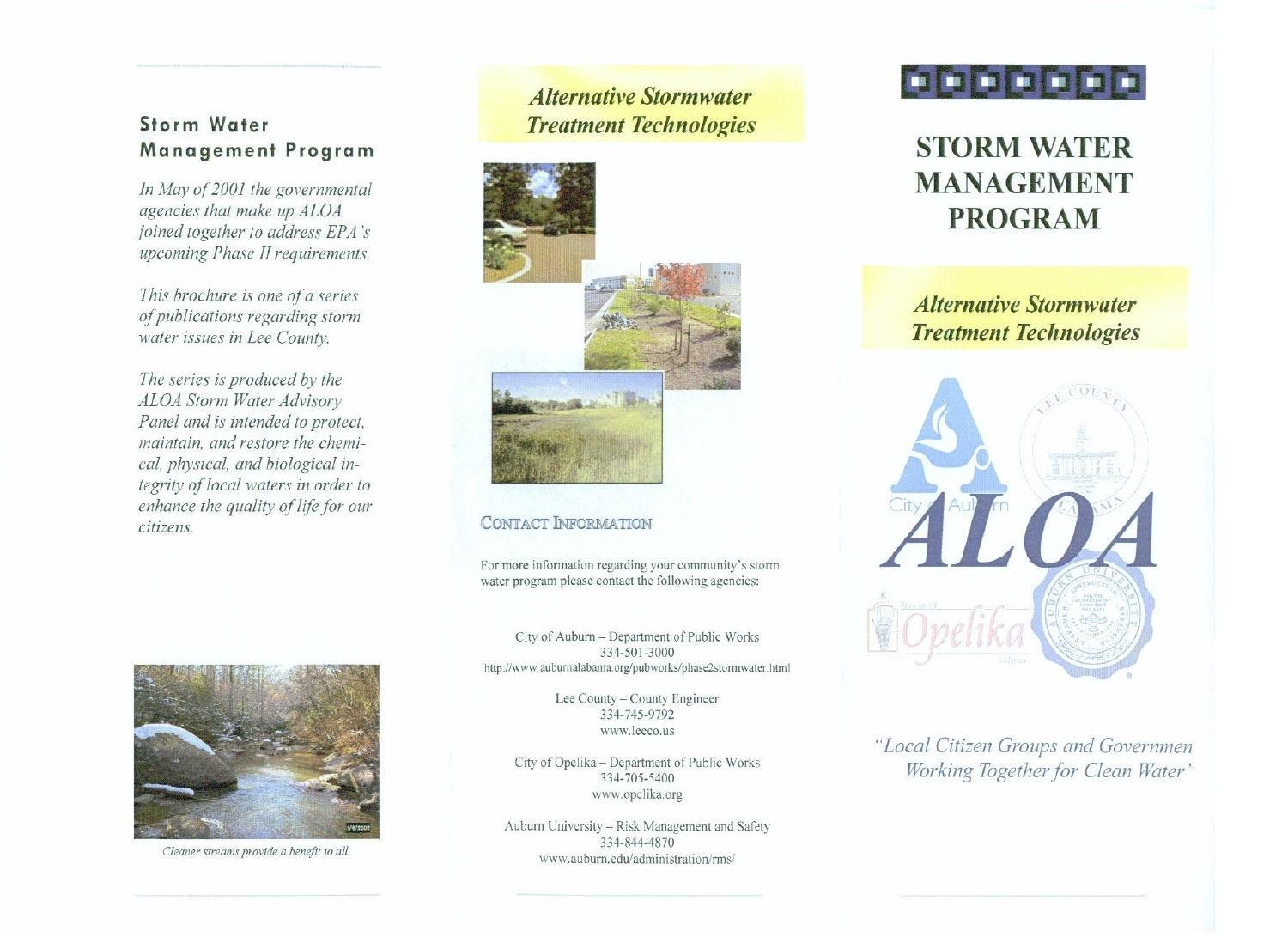## Storm Water Management Program

*In May of 2001 the governmental agencies that make up ALOA joined together to address EPA's upcoming Phase II requirements.*

*This brochure is one of a series of publications regarding storm water issues in Lee County.*

*The series is produced by the ALOA Storm Water Advisory Panel and is intended to protect, maintain, and restore the chemical, physical, and biological integrity of local waters in order to enhance the quality of life for our citizens.*

*Cleaner streams provide a benefit to all.*

## *Alternative Stormwater Treatment Technologies*

### Contact Information

For more information regarding your community's storm water program please contact the following agencies:

City of Auburn – Department of Public Works
334-501-3000
http://www.auburnalabama.org/pubworks/phase2stormwater.html

Lee County – County Engineer
334-745-9792
www.leeco.us

City of Opelika – Department of Public Works
334-705-5400
www.opelika.org

Auburn University – Risk Management and Safety
334-844-4870
www.auburn.edu/administration/rms/

# STORM WATER MANAGEMENT PROGRAM

## *Alternative Stormwater Treatment Technologies*

ALOA

*"Local Citizen Groups and Governmen Working Together for Clean Water"*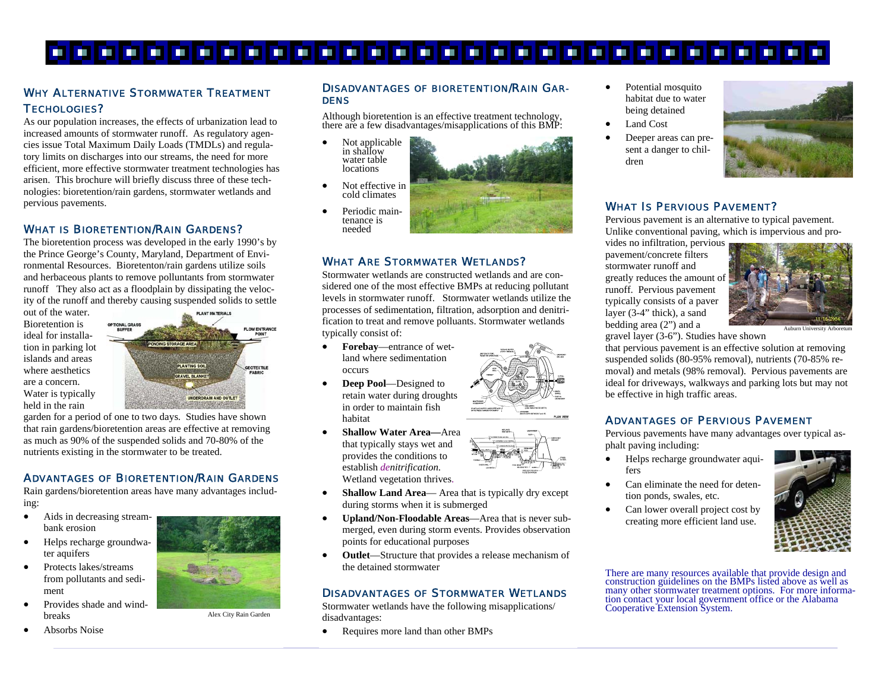## Why Alternative Stormwater Treatment Technologies?

As our population increases, the effects of urbanization lead to increased amounts of stormwater runoff. As regulatory agencies issue Total Maximum Daily Loads (TMDLs) and regulatory limits on discharges into our streams, the need for more efficient, more effective stormwater treatment technologies has arisen. This brochure will briefly discuss three of these technologies: bioretention/rain gardens, stormwater wetlands and pervious pavements.

## What is Bioretention/Rain Gardens?

The bioretention process was developed in the early 1990's by the Prince George's County, Maryland, Department of Environmental Resources. Bioretenton/rain gardens utilize soils and herbaceous plants to remove pollutants from stormwater runoff They also act as a floodplain by dissipating the velocity of the runoff and thereby causing suspended solids to settle out of the water. Bioretention is ideal for installation in parking lot islands and areas where aesthetics are a concern. Water is typically held in the rain garden for a period of one to two days. Studies have shown that rain gardens/bioretention areas are effective at removing as much as 90% of the suspended solids and 70-80% of the nutrients existing in the stormwater to be treated.

PLANT MATERIALS
OPTIONAL GRASS BUFFER
FLOW ENTRANCE POINT
PONDING STORAGE AREA
PLANTING SOIL
GEOTEXTILE FABRIC
GRAVEL BLANKET
UNDERDRAIN AND OUTLET

## Advantages of Bioretention/Rain Gardens

Rain gardens/bioretention areas have many advantages including:

- Aids in decreasing streambank erosion
- Helps recharge groundwater aquifers
- Protects lakes/streams from pollutants and sediment
- Provides shade and windbreaks
- Absorbs Noise

Alex City Rain Garden

## Disadvantages of bioretention/Rain Gardens

Although bioretention is an effective treatment technology, there are a few disadvantages/misapplications of this BMP:

- Not applicable in shallow water table locations
- Not effective in cold climates
- Periodic maintenance is needed

## What Are Stormwater Wetlands?

Stormwater wetlands are constructed wetlands and are considered one of the most effective BMPs at reducing pollutant levels in stormwater runoff. Stormwater wetlands utilize the processes of sedimentation, filtration, adsorption and denitrification to treat and remove pollutants. Stormwater wetlands typically consist of:

- **Forebay**—entrance of wetland where sedimentation occurs
- **Deep Pool**—Designed to retain water during droughts in order to maintain fish habitat
- **Shallow Water Area—**Area that typically stays wet and provides the conditions to establish *denitrification.* Wetland vegetation thrives.
- **Shallow Land Area**— Area that is typically dry except during storms when it is submerged
- **Upland/Non-Floodable Areas**—Area that is never submerged, even during storm events. Provides observation points for educational purposes
- **Outlet**—Structure that provides a release mechanism of the detained stormwater

## Disadvantages of Stormwater Wetlands

Stormwater wetlands have the following misapplications/ disadvantages:

- Requires more land than other BMPs
- Potential mosquito habitat due to water being detained
- Land Cost
- Deeper areas can present a danger to children

## What Is Pervious Pavement?

Pervious pavement is an alternative to typical pavement. Unlike conventional paving, which is impervious and provides no infiltration, pervious pavement/concrete filters stormwater runoff and greatly reduces the amount of runoff. Pervious pavement typically consists of a paver layer (3-4" thick), a sand bedding area (2") and a gravel layer (3-6"). Studies have shown that pervious pavement is an effective solution at removing suspended solids (80-95% removal), nutrients (70-85% removal) and metals (98% removal). Pervious pavements are ideal for driveways, walkways and parking lots but may not be effective in high traffic areas.

Auburn University Arboretum

## Advantages of Pervious Pavement

Pervious pavements have many advantages over typical asphalt paving including:

- Helps recharge groundwater aquifers
- Can eliminate the need for detention ponds, swales, etc.
- Can lower overall project cost by creating more efficient land use.

There are many resources available that provide design and construction guidelines on the BMPs listed above as well as many other stormwater treatment options. For more information contact your local government office or the Alabama Cooperative Extension System.